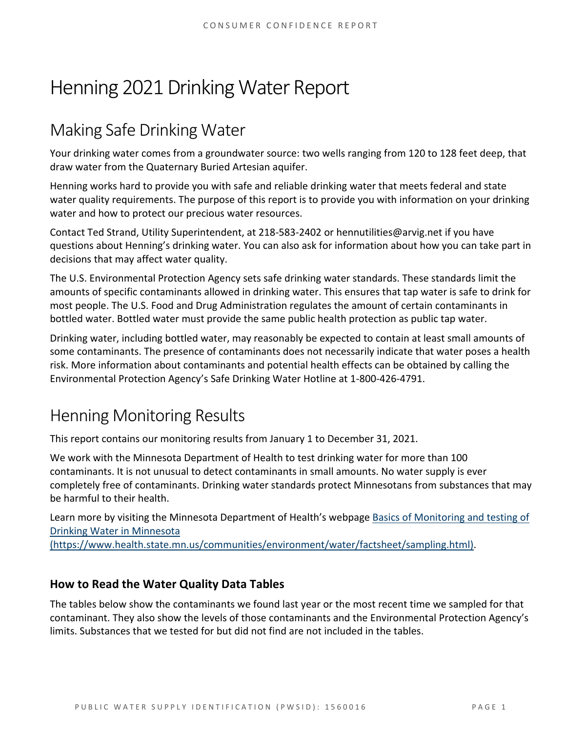# Henning 2021 Drinking Water Report

## Making Safe Drinking Water

Your drinking water comes from a groundwater source: two wells ranging from 120 to 128 feet deep, that draw water from the Quaternary Buried Artesian aquifer.

Henning works hard to provide you with safe and reliable drinking water that meets federal and state water quality requirements. The purpose of this report is to provide you with information on your drinking water and how to protect our precious water resources.

Contact Ted Strand, Utility Superintendent, at 218-583-2402 or hennutilities@arvig.net if you have questions about Henning's drinking water. You can also ask for information about how you can take part in decisions that may affect water quality.

The U.S. Environmental Protection Agency sets safe drinking water standards. These standards limit the amounts of specific contaminants allowed in drinking water. This ensures that tap water is safe to drink for most people. The U.S. Food and Drug Administration regulates the amount of certain contaminants in bottled water. Bottled water must provide the same public health protection as public tap water.

Drinking water, including bottled water, may reasonably be expected to contain at least small amounts of some contaminants. The presence of contaminants does not necessarily indicate that water poses a health risk. More information about contaminants and potential health effects can be obtained by calling the Environmental Protection Agency's Safe Drinking Water Hotline at 1-800-426-4791.

## Henning Monitoring Results

This report contains our monitoring results from January 1 to December 31, 2021.

We work with the Minnesota Department of Health to test drinking water for more than 100 contaminants. It is not unusual to detect contaminants in small amounts. No water supply is ever completely free of contaminants. Drinking water standards protect Minnesotans from substances that may be harmful to their health.

Learn more by visiting the Minnesota Department of Health's webpage [Basics of Monitoring and testing of Drinking Water in Minnesota (https://www.health.state.mn.us/communities/environment/water/factsheet/sampling.html)](https://www.health.state.mn.us/communities/environment/water/factsheet/sampling.html).

### How to Read the Water Quality Data Tables

The tables below show the contaminants we found last year or the most recent time we sampled for that contaminant. They also show the levels of those contaminants and the Environmental Protection Agency's limits. Substances that we tested for but did not find are not included in the tables.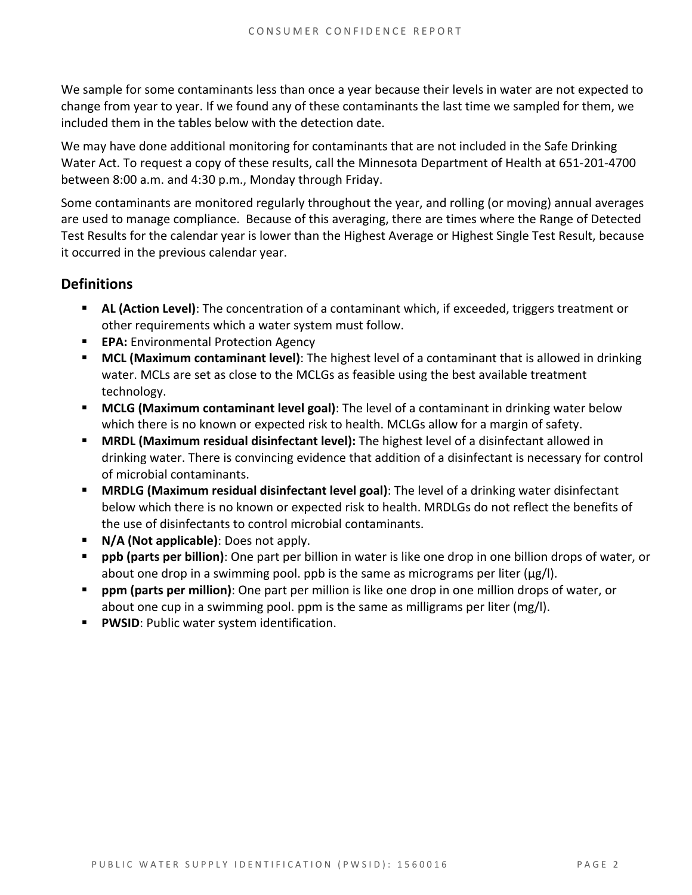We sample for some contaminants less than once a year because their levels in water are not expected to change from year to year. If we found any of these contaminants the last time we sampled for them, we included them in the tables below with the detection date.

We may have done additional monitoring for contaminants that are not included in the Safe Drinking Water Act. To request a copy of these results, call the Minnesota Department of Health at 651-201-4700 between 8:00 a.m. and 4:30 p.m., Monday through Friday.

Some contaminants are monitored regularly throughout the year, and rolling (or moving) annual averages are used to manage compliance. Because of this averaging, there are times where the Range of Detected Test Results for the calendar year is lower than the Highest Average or Highest Single Test Result, because it occurred in the previous calendar year.

## Definitions

- **AL (Action Level)**: The concentration of a contaminant which, if exceeded, triggers treatment or other requirements which a water system must follow.
- **EPA:** Environmental Protection Agency
- **MCL (Maximum contaminant level)**: The highest level of a contaminant that is allowed in drinking water. MCLs are set as close to the MCLGs as feasible using the best available treatment technology.
- **MCLG (Maximum contaminant level goal)**: The level of a contaminant in drinking water below which there is no known or expected risk to health. MCLGs allow for a margin of safety.
- **MRDL (Maximum residual disinfectant level):** The highest level of a disinfectant allowed in drinking water. There is convincing evidence that addition of a disinfectant is necessary for control of microbial contaminants.
- **MRDLG (Maximum residual disinfectant level goal)**: The level of a drinking water disinfectant below which there is no known or expected risk to health. MRDLGs do not reflect the benefits of the use of disinfectants to control microbial contaminants.
- **N/A (Not applicable)**: Does not apply.
- **ppb (parts per billion)**: One part per billion in water is like one drop in one billion drops of water, or about one drop in a swimming pool. ppb is the same as micrograms per liter (μg/l).
- **ppm (parts per million)**: One part per million is like one drop in one million drops of water, or about one cup in a swimming pool. ppm is the same as milligrams per liter (mg/l).
- **PWSID**: Public water system identification.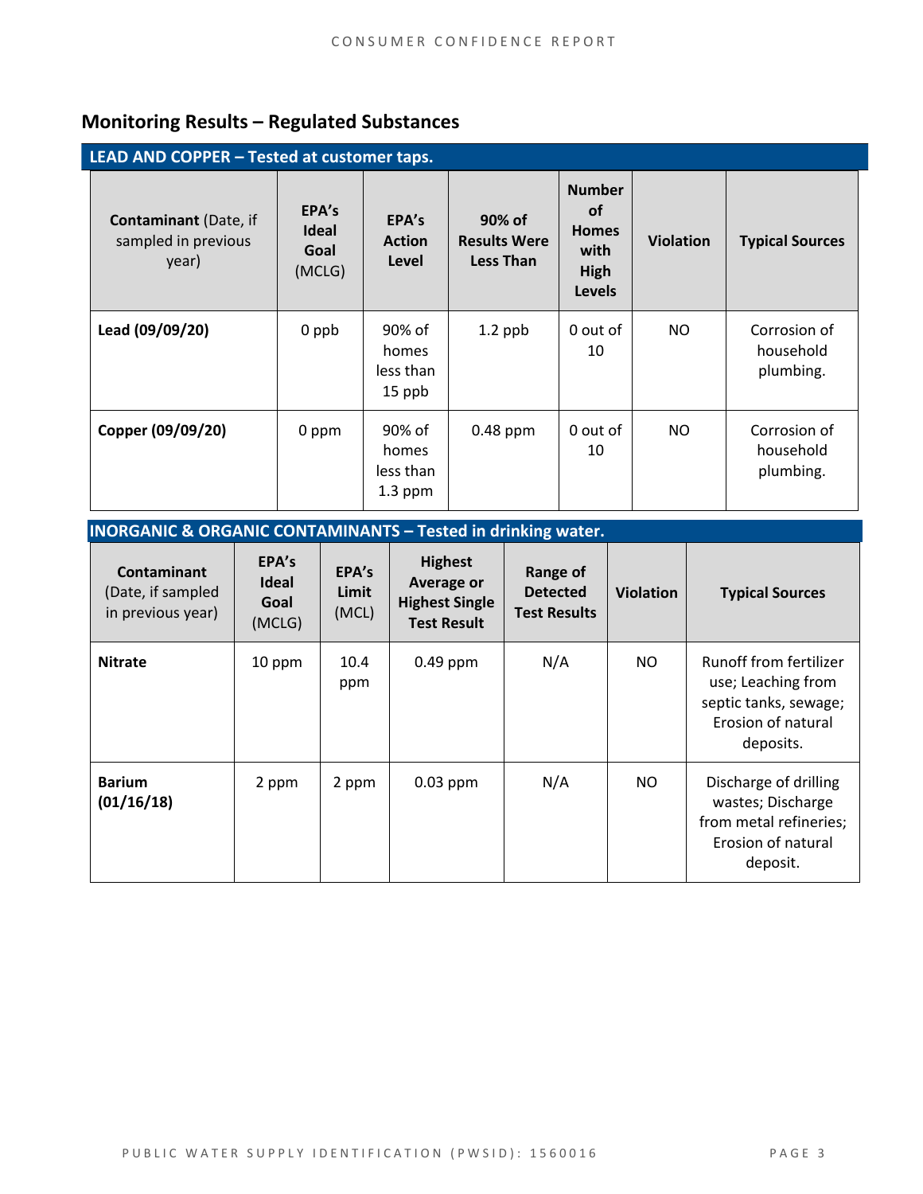## Monitoring Results – Regulated Substances

**LEAD AND COPPER – Tested at customer taps.**

| **Contaminant** (Date, if sampled in previous year) | **EPA's Ideal Goal** (MCLG) | **EPA's Action Level** | **90% of Results Were Less Than** | **Number of Homes with High Levels** | **Violation** | **Typical Sources** |
|---|---|---|---|---|---|---|
| **Lead (09/09/20)** | 0 ppb | 90% of homes less than 15 ppb | 1.2 ppb | 0 out of 10 | NO | Corrosion of household plumbing. |
| **Copper (09/09/20)** | 0 ppm | 90% of homes less than 1.3 ppm | 0.48 ppm | 0 out of 10 | NO | Corrosion of household plumbing. |

**INORGANIC & ORGANIC CONTAMINANTS – Tested in drinking water.**

| **Contaminant** (Date, if sampled in previous year) | **EPA's Ideal Goal** (MCLG) | **EPA's Limit** (MCL) | **Highest Average or Highest Single Test Result** | **Range of Detected Test Results** | **Violation** | **Typical Sources** |
|---|---|---|---|---|---|---|
| **Nitrate** | 10 ppm | 10.4 ppm | 0.49 ppm | N/A | NO | Runoff from fertilizer use; Leaching from septic tanks, sewage; Erosion of natural deposits. |
| **Barium (01/16/18)** | 2 ppm | 2 ppm | 0.03 ppm | N/A | NO | Discharge of drilling wastes; Discharge from metal refineries; Erosion of natural deposit. |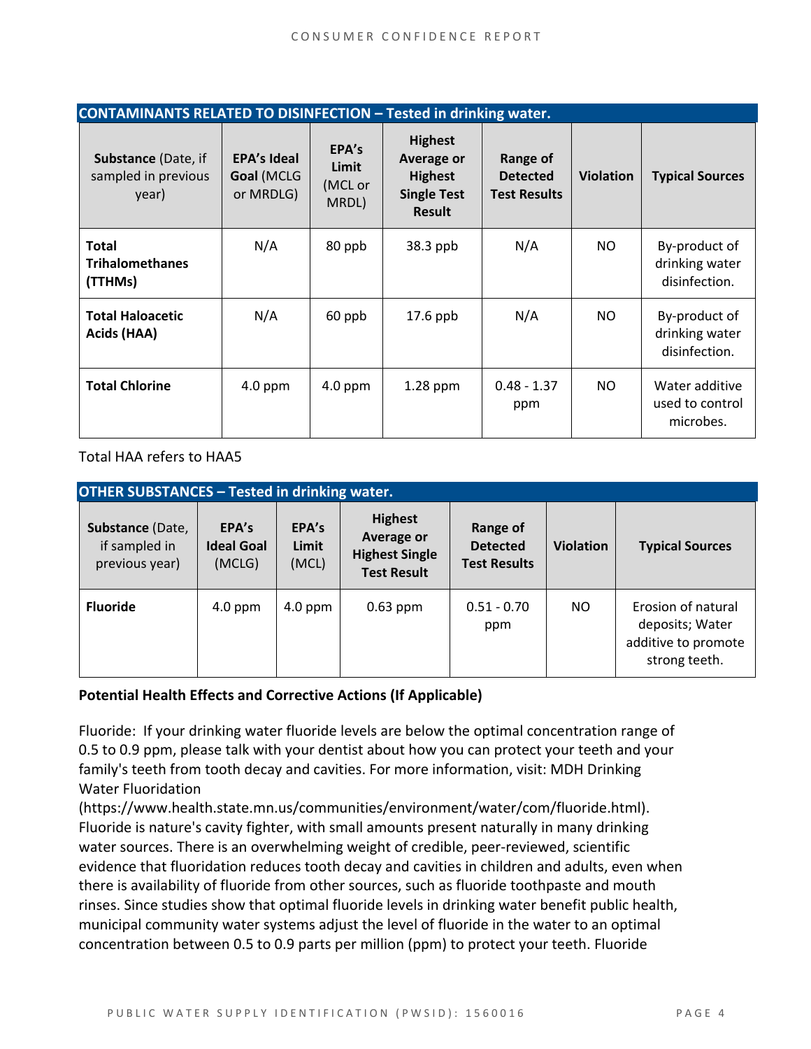| CONTAMINANTS RELATED TO DISINFECTION – Tested in drinking water. | | | | | | |
|---|---|---|---|---|---|---|
| **Substance** (Date, if sampled in previous year) | **EPA's Ideal Goal** (MCLG or MRDLG) | **EPA's Limit** (MCL or MRDL) | **Highest Average or Highest Single Test Result** | **Range of Detected Test Results** | **Violation** | **Typical Sources** |
| **Total Trihalomethanes (TTHMs)** | N/A | 80 ppb | 38.3 ppb | N/A | NO | By-product of drinking water disinfection. |
| **Total Haloacetic Acids (HAA)** | N/A | 60 ppb | 17.6 ppb | N/A | NO | By-product of drinking water disinfection. |
| **Total Chlorine** | 4.0 ppm | 4.0 ppm | 1.28 ppm | 0.48 - 1.37 ppm | NO | Water additive used to control microbes. |

Total HAA refers to HAA5

| OTHER SUBSTANCES – Tested in drinking water. | | | | | | |
|---|---|---|---|---|---|---|
| **Substance** (Date, if sampled in previous year) | **EPA's Ideal Goal** (MCLG) | **EPA's Limit** (MCL) | **Highest Average or Highest Single Test Result** | **Range of Detected Test Results** | **Violation** | **Typical Sources** |
| **Fluoride** | 4.0 ppm | 4.0 ppm | 0.63 ppm | 0.51 - 0.70 ppm | NO | Erosion of natural deposits; Water additive to promote strong teeth. |

**Potential Health Effects and Corrective Actions (If Applicable)**

Fluoride: If your drinking water fluoride levels are below the optimal concentration range of 0.5 to 0.9 ppm, please talk with your dentist about how you can protect your teeth and your family's teeth from tooth decay and cavities. For more information, visit: MDH Drinking Water Fluoridation (https://www.health.state.mn.us/communities/environment/water/com/fluoride.html). Fluoride is nature's cavity fighter, with small amounts present naturally in many drinking water sources. There is an overwhelming weight of credible, peer-reviewed, scientific evidence that fluoridation reduces tooth decay and cavities in children and adults, even when there is availability of fluoride from other sources, such as fluoride toothpaste and mouth rinses. Since studies show that optimal fluoride levels in drinking water benefit public health, municipal community water systems adjust the level of fluoride in the water to an optimal concentration between 0.5 to 0.9 parts per million (ppm) to protect your teeth. Fluoride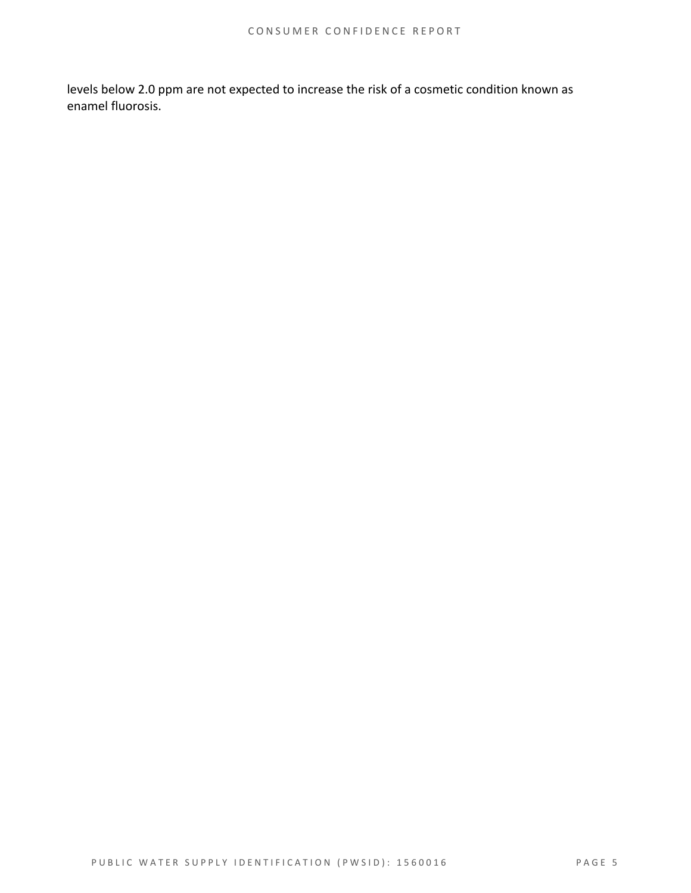levels below 2.0 ppm are not expected to increase the risk of a cosmetic condition known as enamel fluorosis.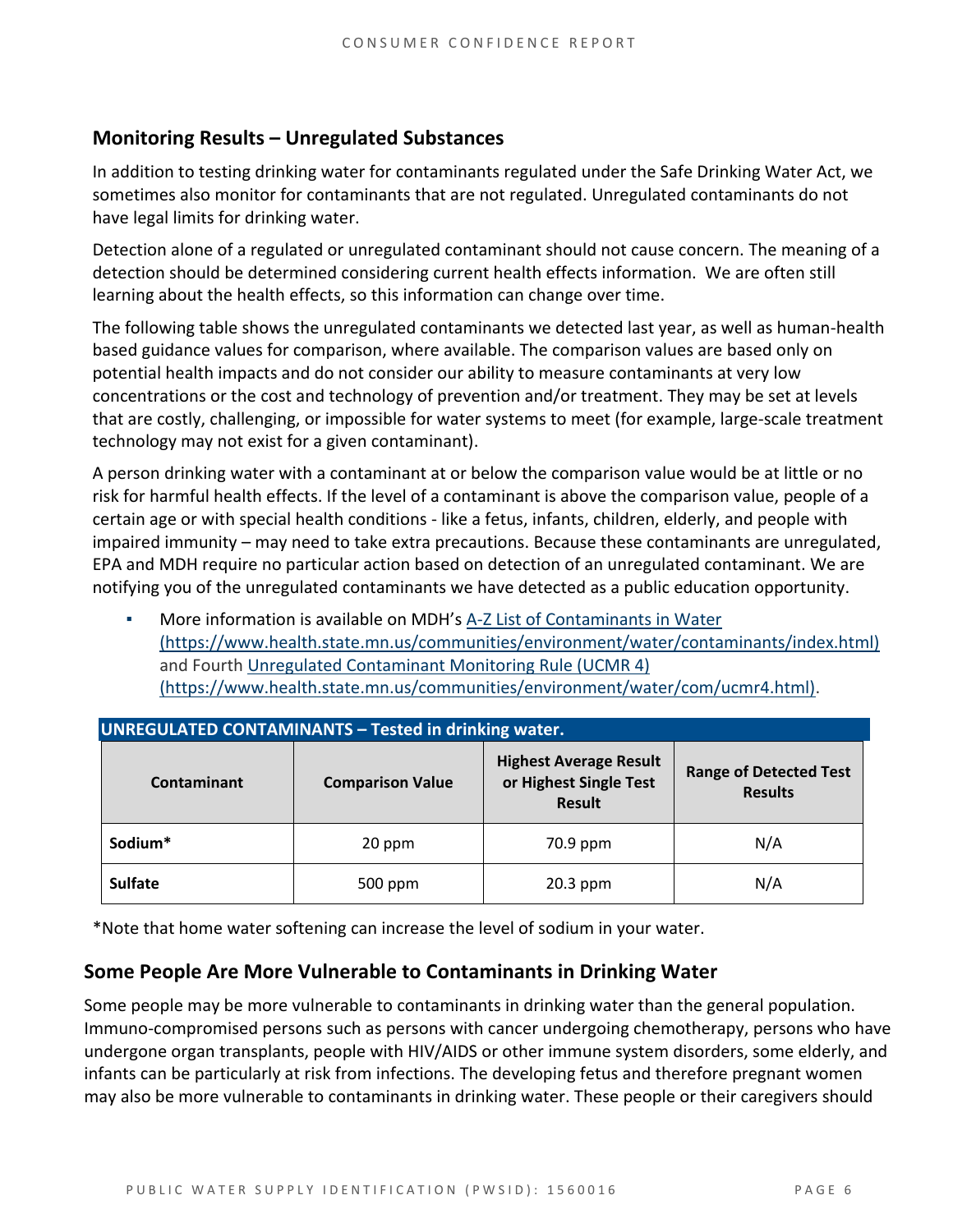## Monitoring Results – Unregulated Substances

In addition to testing drinking water for contaminants regulated under the Safe Drinking Water Act, we sometimes also monitor for contaminants that are not regulated. Unregulated contaminants do not have legal limits for drinking water.

Detection alone of a regulated or unregulated contaminant should not cause concern. The meaning of a detection should be determined considering current health effects information. We are often still learning about the health effects, so this information can change over time.

The following table shows the unregulated contaminants we detected last year, as well as human-health based guidance values for comparison, where available. The comparison values are based only on potential health impacts and do not consider our ability to measure contaminants at very low concentrations or the cost and technology of prevention and/or treatment. They may be set at levels that are costly, challenging, or impossible for water systems to meet (for example, large-scale treatment technology may not exist for a given contaminant).

A person drinking water with a contaminant at or below the comparison value would be at little or no risk for harmful health effects. If the level of a contaminant is above the comparison value, people of a certain age or with special health conditions - like a fetus, infants, children, elderly, and people with impaired immunity – may need to take extra precautions. Because these contaminants are unregulated, EPA and MDH require no particular action based on detection of an unregulated contaminant. We are notifying you of the unregulated contaminants we have detected as a public education opportunity.

- More information is available on MDH's [A-Z List of Contaminants in Water (https://www.health.state.mn.us/communities/environment/water/contaminants/index.html)](https://www.health.state.mn.us/communities/environment/water/contaminants/index.html) and Fourth [Unregulated Contaminant Monitoring Rule (UCMR 4) (https://www.health.state.mn.us/communities/environment/water/com/ucmr4.html)](https://www.health.state.mn.us/communities/environment/water/com/ucmr4.html).

**UNREGULATED CONTAMINANTS – Tested in drinking water.**

| Contaminant | Comparison Value | Highest Average Result or Highest Single Test Result | Range of Detected Test Results |
|---|---|---|---|
| **Sodium*** | 20 ppm | 70.9 ppm | N/A |
| **Sulfate** | 500 ppm | 20.3 ppm | N/A |

*Note that home water softening can increase the level of sodium in your water.

## Some People Are More Vulnerable to Contaminants in Drinking Water

Some people may be more vulnerable to contaminants in drinking water than the general population. Immuno-compromised persons such as persons with cancer undergoing chemotherapy, persons who have undergone organ transplants, people with HIV/AIDS or other immune system disorders, some elderly, and infants can be particularly at risk from infections. The developing fetus and therefore pregnant women may also be more vulnerable to contaminants in drinking water. These people or their caregivers should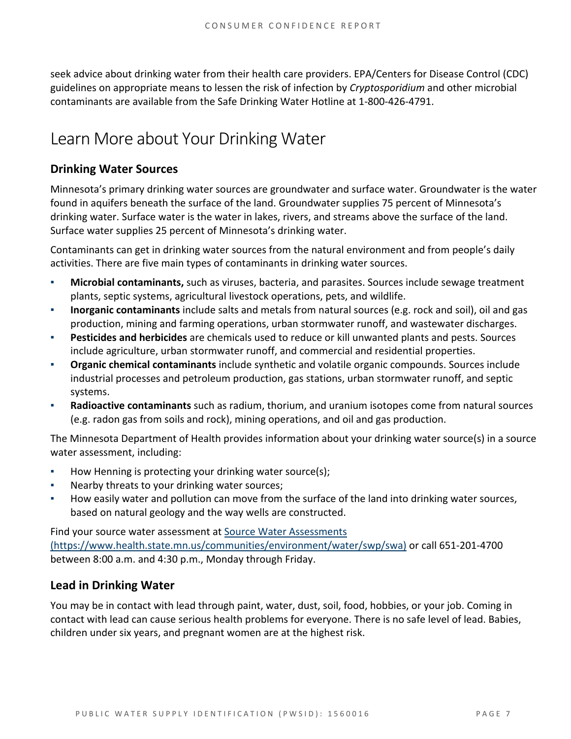seek advice about drinking water from their health care providers. EPA/Centers for Disease Control (CDC) guidelines on appropriate means to lessen the risk of infection by *Cryptosporidium* and other microbial contaminants are available from the Safe Drinking Water Hotline at 1-800-426-4791.

# Learn More about Your Drinking Water

## Drinking Water Sources

Minnesota's primary drinking water sources are groundwater and surface water. Groundwater is the water found in aquifers beneath the surface of the land. Groundwater supplies 75 percent of Minnesota's drinking water. Surface water is the water in lakes, rivers, and streams above the surface of the land. Surface water supplies 25 percent of Minnesota's drinking water.

Contaminants can get in drinking water sources from the natural environment and from people's daily activities. There are five main types of contaminants in drinking water sources.

- **Microbial contaminants,** such as viruses, bacteria, and parasites. Sources include sewage treatment plants, septic systems, agricultural livestock operations, pets, and wildlife.
- **Inorganic contaminants** include salts and metals from natural sources (e.g. rock and soil), oil and gas production, mining and farming operations, urban stormwater runoff, and wastewater discharges.
- **Pesticides and herbicides** are chemicals used to reduce or kill unwanted plants and pests. Sources include agriculture, urban stormwater runoff, and commercial and residential properties.
- **Organic chemical contaminants** include synthetic and volatile organic compounds. Sources include industrial processes and petroleum production, gas stations, urban stormwater runoff, and septic systems.
- **Radioactive contaminants** such as radium, thorium, and uranium isotopes come from natural sources (e.g. radon gas from soils and rock), mining operations, and oil and gas production.

The Minnesota Department of Health provides information about your drinking water source(s) in a source water assessment, including:

- How Henning is protecting your drinking water source(s);
- Nearby threats to your drinking water sources;
- How easily water and pollution can move from the surface of the land into drinking water sources, based on natural geology and the way wells are constructed.

Find your source water assessment at [Source Water Assessments (https://www.health.state.mn.us/communities/environment/water/swp/swa)](https://www.health.state.mn.us/communities/environment/water/swp/swa) or call 651-201-4700 between 8:00 a.m. and 4:30 p.m., Monday through Friday.

## Lead in Drinking Water

You may be in contact with lead through paint, water, dust, soil, food, hobbies, or your job. Coming in contact with lead can cause serious health problems for everyone. There is no safe level of lead. Babies, children under six years, and pregnant women are at the highest risk.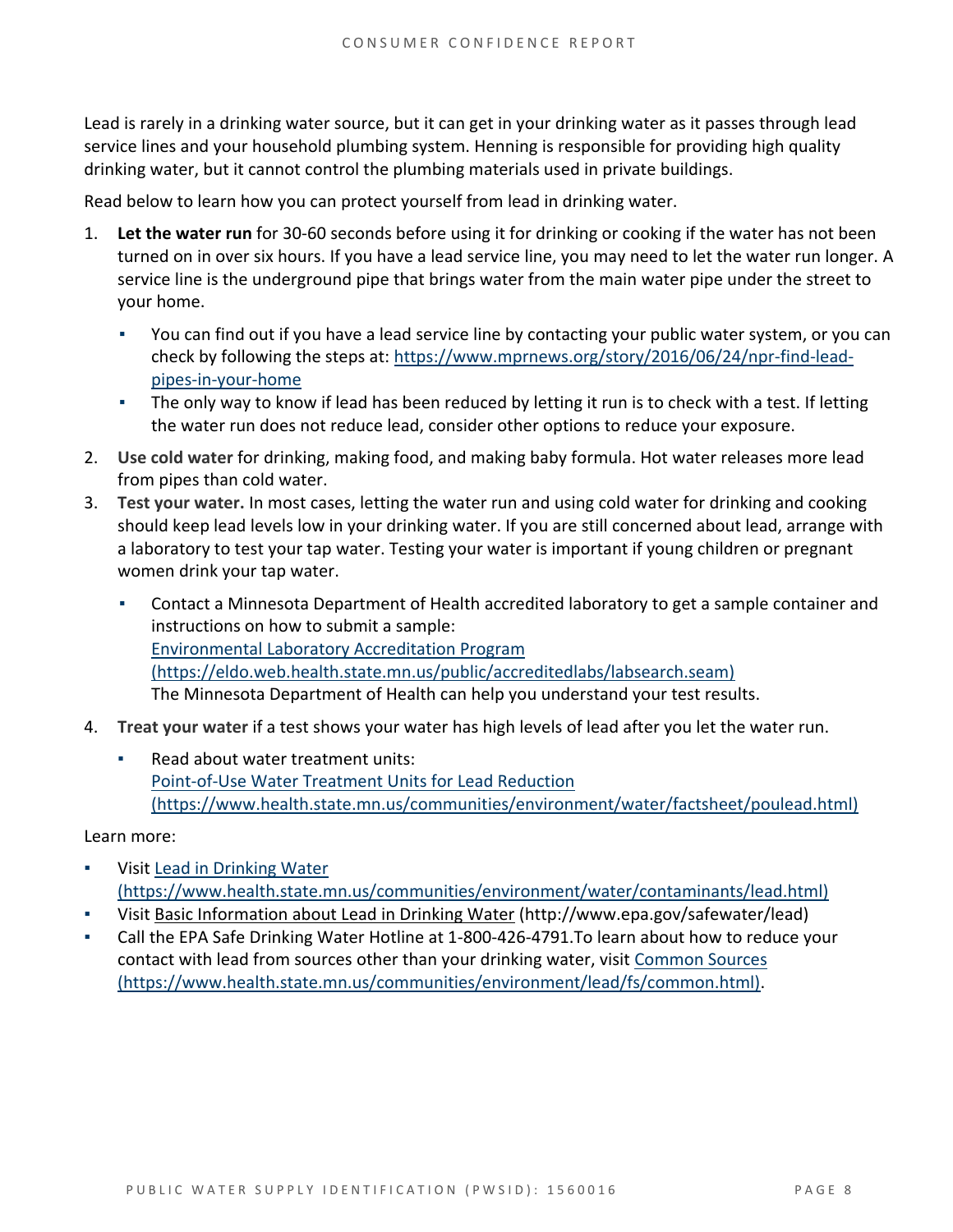Lead is rarely in a drinking water source, but it can get in your drinking water as it passes through lead service lines and your household plumbing system. Henning is responsible for providing high quality drinking water, but it cannot control the plumbing materials used in private buildings.

Read below to learn how you can protect yourself from lead in drinking water.

1. **Let the water run** for 30-60 seconds before using it for drinking or cooking if the water has not been turned on in over six hours. If you have a lead service line, you may need to let the water run longer. A service line is the underground pipe that brings water from the main water pipe under the street to your home.
   - You can find out if you have a lead service line by contacting your public water system, or you can check by following the steps at: https://www.mprnews.org/story/2016/06/24/npr-find-lead-pipes-in-your-home
   - The only way to know if lead has been reduced by letting it run is to check with a test. If letting the water run does not reduce lead, consider other options to reduce your exposure.
2. **Use cold water** for drinking, making food, and making baby formula. Hot water releases more lead from pipes than cold water.
3. **Test your water.** In most cases, letting the water run and using cold water for drinking and cooking should keep lead levels low in your drinking water. If you are still concerned about lead, arrange with a laboratory to test your tap water. Testing your water is important if young children or pregnant women drink your tap water.
   - Contact a Minnesota Department of Health accredited laboratory to get a sample container and instructions on how to submit a sample:
     Environmental Laboratory Accreditation Program
     (https://eldo.web.health.state.mn.us/public/accreditedlabs/labsearch.seam)
     The Minnesota Department of Health can help you understand your test results.
4. **Treat your water** if a test shows your water has high levels of lead after you let the water run.
   - Read about water treatment units:
     Point-of-Use Water Treatment Units for Lead Reduction
     (https://www.health.state.mn.us/communities/environment/water/factsheet/poulead.html)

Learn more:

- Visit Lead in Drinking Water
  (https://www.health.state.mn.us/communities/environment/water/contaminants/lead.html)
- Visit Basic Information about Lead in Drinking Water (http://www.epa.gov/safewater/lead)
- Call the EPA Safe Drinking Water Hotline at 1-800-426-4791.To learn about how to reduce your contact with lead from sources other than your drinking water, visit Common Sources (https://www.health.state.mn.us/communities/environment/lead/fs/common.html).